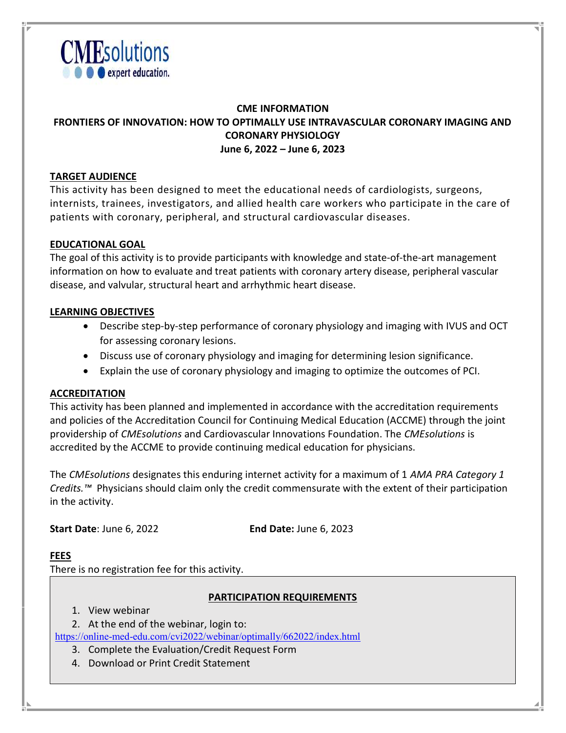**CMEsolutions**
expert education.

# CME INFORMATION

## FRONTIERS OF INNOVATION: HOW TO OPTIMALLY USE INTRAVASCULAR CORONARY IMAGING AND CORONARY PHYSIOLOGY

**June 6, 2022 – June 6, 2023**

### TARGET AUDIENCE

This activity has been designed to meet the educational needs of cardiologists, surgeons, internists, trainees, investigators, and allied health care workers who participate in the care of patients with coronary, peripheral, and structural cardiovascular diseases.

### EDUCATIONAL GOAL

The goal of this activity is to provide participants with knowledge and state-of-the-art management information on how to evaluate and treat patients with coronary artery disease, peripheral vascular disease, and valvular, structural heart and arrhythmic heart disease.

### LEARNING OBJECTIVES

- Describe step-by-step performance of coronary physiology and imaging with IVUS and OCT for assessing coronary lesions.
- Discuss use of coronary physiology and imaging for determining lesion significance.
- Explain the use of coronary physiology and imaging to optimize the outcomes of PCI.

### ACCREDITATION

This activity has been planned and implemented in accordance with the accreditation requirements and policies of the Accreditation Council for Continuing Medical Education (ACCME) through the joint providership of *CMEsolutions* and Cardiovascular Innovations Foundation. The *CMEsolutions* is accredited by the ACCME to provide continuing medical education for physicians.

The *CMEsolutions* designates this enduring internet activity for a maximum of 1 *AMA PRA Category 1 Credits.™* Physicians should claim only the credit commensurate with the extent of their participation in the activity.

**Start Date**: June 6, 2022 **End Date:** June 6, 2023

### FEES

There is no registration fee for this activity.

### PARTICIPATION REQUIREMENTS

1. View webinar
2. At the end of the webinar, login to: https://online-med-edu.com/cvi2022/webinar/optimally/662022/index.html
3. Complete the Evaluation/Credit Request Form
4. Download or Print Credit Statement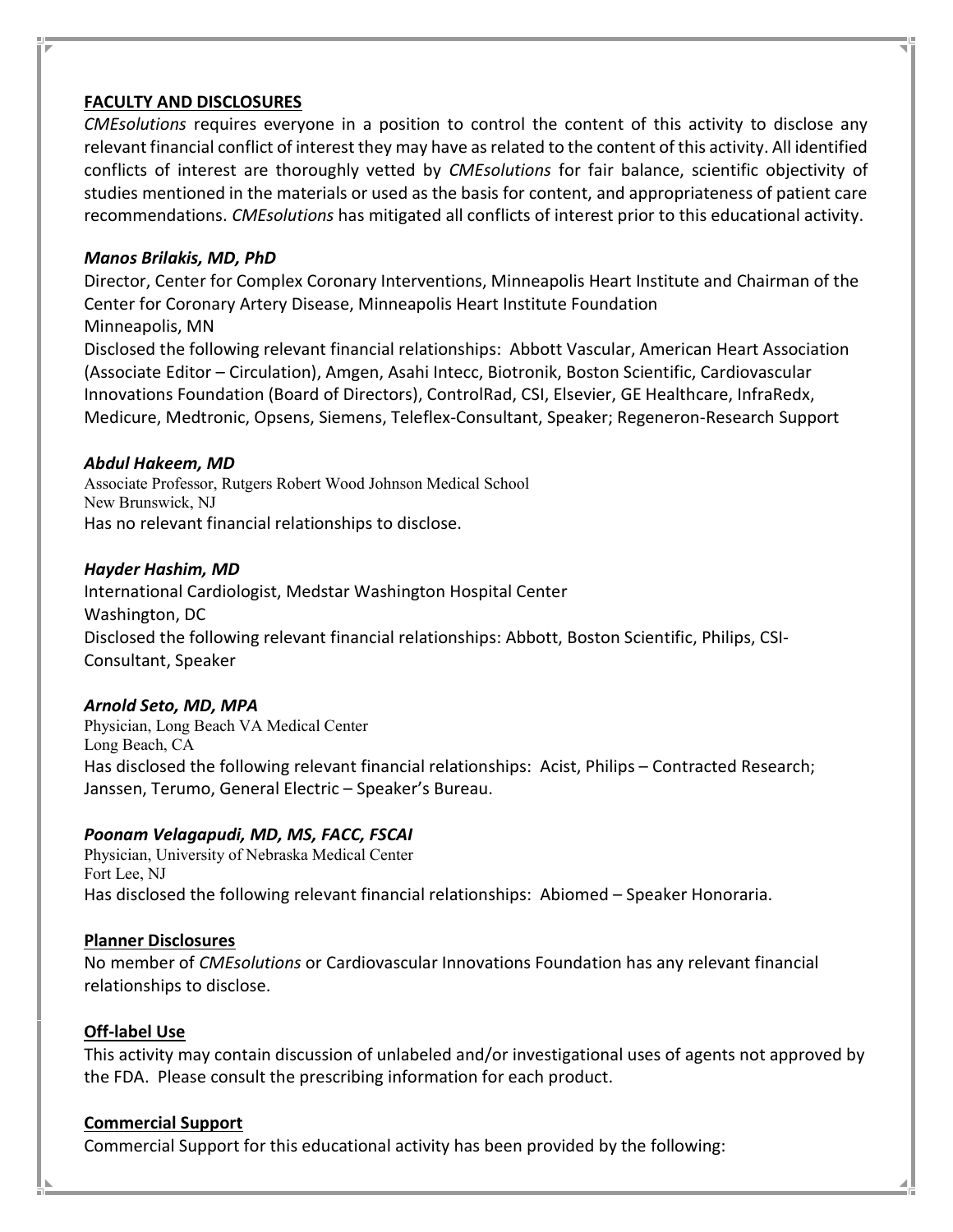## FACULTY AND DISCLOSURES

*CMEsolutions* requires everyone in a position to control the content of this activity to disclose any relevant financial conflict of interest they may have as related to the content of this activity. All identified conflicts of interest are thoroughly vetted by *CMEsolutions* for fair balance, scientific objectivity of studies mentioned in the materials or used as the basis for content, and appropriateness of patient care recommendations. *CMEsolutions* has mitigated all conflicts of interest prior to this educational activity.

***Manos Brilakis, MD, PhD***
Director, Center for Complex Coronary Interventions, Minneapolis Heart Institute and Chairman of the Center for Coronary Artery Disease, Minneapolis Heart Institute Foundation
Minneapolis, MN
Disclosed the following relevant financial relationships: Abbott Vascular, American Heart Association (Associate Editor – Circulation), Amgen, Asahi Intecc, Biotronik, Boston Scientific, Cardiovascular Innovations Foundation (Board of Directors), ControlRad, CSI, Elsevier, GE Healthcare, InfraRedx, Medicure, Medtronic, Opsens, Siemens, Teleflex-Consultant, Speaker; Regeneron-Research Support

***Abdul Hakeem, MD***
Associate Professor, Rutgers Robert Wood Johnson Medical School
New Brunswick, NJ
Has no relevant financial relationships to disclose.

***Hayder Hashim, MD***
International Cardiologist, Medstar Washington Hospital Center
Washington, DC
Disclosed the following relevant financial relationships: Abbott, Boston Scientific, Philips, CSI-Consultant, Speaker

***Arnold Seto, MD, MPA***
Physician, Long Beach VA Medical Center
Long Beach, CA
Has disclosed the following relevant financial relationships: Acist, Philips – Contracted Research; Janssen, Terumo, General Electric – Speaker's Bureau.

***Poonam Velagapudi, MD, MS, FACC, FSCAI***
Physician, University of Nebraska Medical Center
Fort Lee, NJ
Has disclosed the following relevant financial relationships: Abiomed – Speaker Honoraria.

## Planner Disclosures

No member of *CMEsolutions* or Cardiovascular Innovations Foundation has any relevant financial relationships to disclose.

## Off-label Use

This activity may contain discussion of unlabeled and/or investigational uses of agents not approved by the FDA. Please consult the prescribing information for each product.

## Commercial Support

Commercial Support for this educational activity has been provided by the following: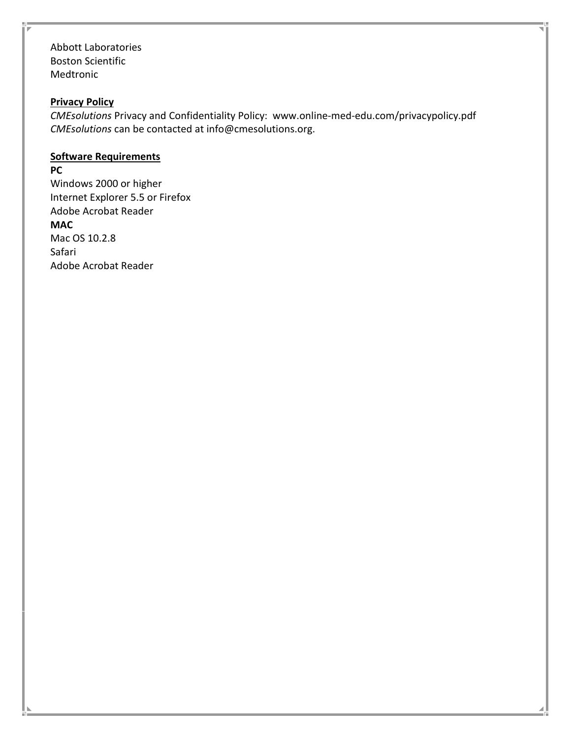Abbott Laboratories
Boston Scientific
Medtronic

**Privacy Policy**

*CMEsolutions* Privacy and Confidentiality Policy: www.online-med-edu.com/privacypolicy.pdf
*CMEsolutions* can be contacted at info@cmesolutions.org.

**Software Requirements**

**PC**

Windows 2000 or higher
Internet Explorer 5.5 or Firefox
Adobe Acrobat Reader

**MAC**

Mac OS 10.2.8
Safari
Adobe Acrobat Reader